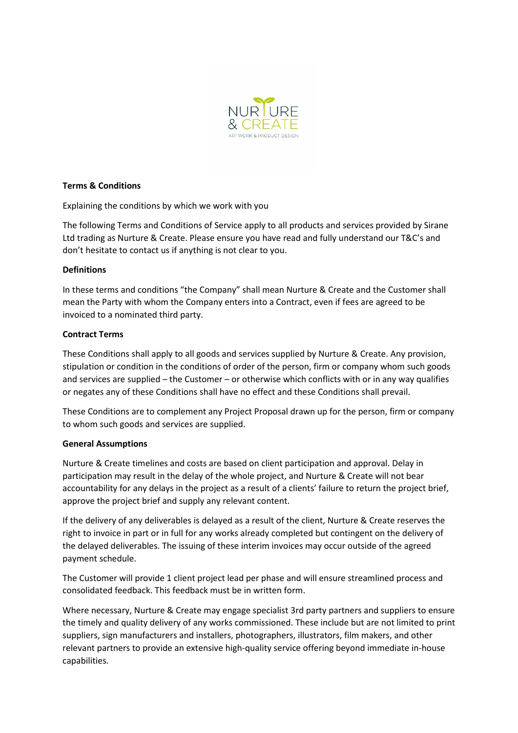**Terms & Conditions**

Explaining the conditions by which we work with you

The following Terms and Conditions of Service apply to all products and services provided by Sirane Ltd trading as Nurture & Create. Please ensure you have read and fully understand our T&C's and don't hesitate to contact us if anything is not clear to you.

**Definitions**

In these terms and conditions "the Company" shall mean Nurture & Create and the Customer shall mean the Party with whom the Company enters into a Contract, even if fees are agreed to be invoiced to a nominated third party.

**Contract Terms**

These Conditions shall apply to all goods and services supplied by Nurture & Create. Any provision, stipulation or condition in the conditions of order of the person, firm or company whom such goods and services are supplied – the Customer – or otherwise which conflicts with or in any way qualifies or negates any of these Conditions shall have no effect and these Conditions shall prevail.

These Conditions are to complement any Project Proposal drawn up for the person, firm or company to whom such goods and services are supplied.

**General Assumptions**

Nurture & Create timelines and costs are based on client participation and approval. Delay in participation may result in the delay of the whole project, and Nurture & Create will not bear accountability for any delays in the project as a result of a clients' failure to return the project brief, approve the project brief and supply any relevant content.

If the delivery of any deliverables is delayed as a result of the client, Nurture & Create reserves the right to invoice in part or in full for any works already completed but contingent on the delivery of the delayed deliverables. The issuing of these interim invoices may occur outside of the agreed payment schedule.

The Customer will provide 1 client project lead per phase and will ensure streamlined process and consolidated feedback. This feedback must be in written form.

Where necessary, Nurture & Create may engage specialist 3rd party partners and suppliers to ensure the timely and quality delivery of any works commissioned. These include but are not limited to print suppliers, sign manufacturers and installers, photographers, illustrators, film makers, and other relevant partners to provide an extensive high-quality service offering beyond immediate in-house capabilities.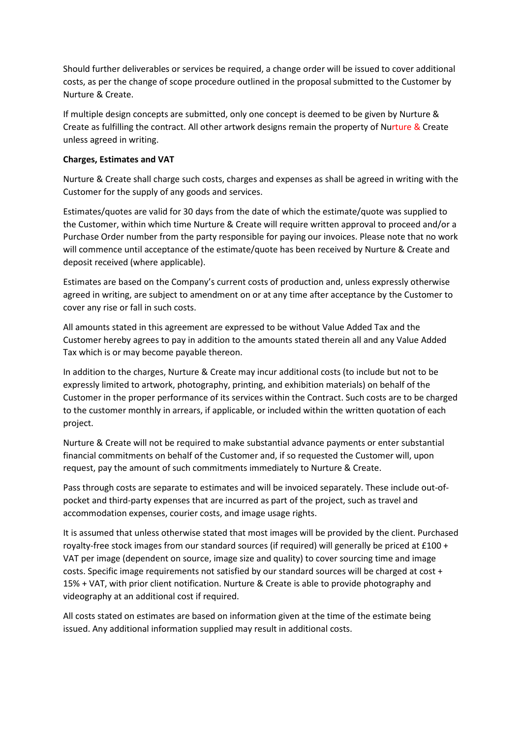Should further deliverables or services be required, a change order will be issued to cover additional costs, as per the change of scope procedure outlined in the proposal submitted to the Customer by Nurture & Create.

If multiple design concepts are submitted, only one concept is deemed to be given by Nurture & Create as fulfilling the contract. All other artwork designs remain the property of Nurture & Create unless agreed in writing.

**Charges, Estimates and VAT**

Nurture & Create shall charge such costs, charges and expenses as shall be agreed in writing with the Customer for the supply of any goods and services.

Estimates/quotes are valid for 30 days from the date of which the estimate/quote was supplied to the Customer, within which time Nurture & Create will require written approval to proceed and/or a Purchase Order number from the party responsible for paying our invoices. Please note that no work will commence until acceptance of the estimate/quote has been received by Nurture & Create and deposit received (where applicable).

Estimates are based on the Company's current costs of production and, unless expressly otherwise agreed in writing, are subject to amendment on or at any time after acceptance by the Customer to cover any rise or fall in such costs.

All amounts stated in this agreement are expressed to be without Value Added Tax and the Customer hereby agrees to pay in addition to the amounts stated therein all and any Value Added Tax which is or may become payable thereon.

In addition to the charges, Nurture & Create may incur additional costs (to include but not to be expressly limited to artwork, photography, printing, and exhibition materials) on behalf of the Customer in the proper performance of its services within the Contract. Such costs are to be charged to the customer monthly in arrears, if applicable, or included within the written quotation of each project.

Nurture & Create will not be required to make substantial advance payments or enter substantial financial commitments on behalf of the Customer and, if so requested the Customer will, upon request, pay the amount of such commitments immediately to Nurture & Create.

Pass through costs are separate to estimates and will be invoiced separately. These include out-of-pocket and third-party expenses that are incurred as part of the project, such as travel and accommodation expenses, courier costs, and image usage rights.

It is assumed that unless otherwise stated that most images will be provided by the client. Purchased royalty-free stock images from our standard sources (if required) will generally be priced at £100 + VAT per image (dependent on source, image size and quality) to cover sourcing time and image costs. Specific image requirements not satisfied by our standard sources will be charged at cost + 15% + VAT, with prior client notification. Nurture & Create is able to provide photography and videography at an additional cost if required.

All costs stated on estimates are based on information given at the time of the estimate being issued. Any additional information supplied may result in additional costs.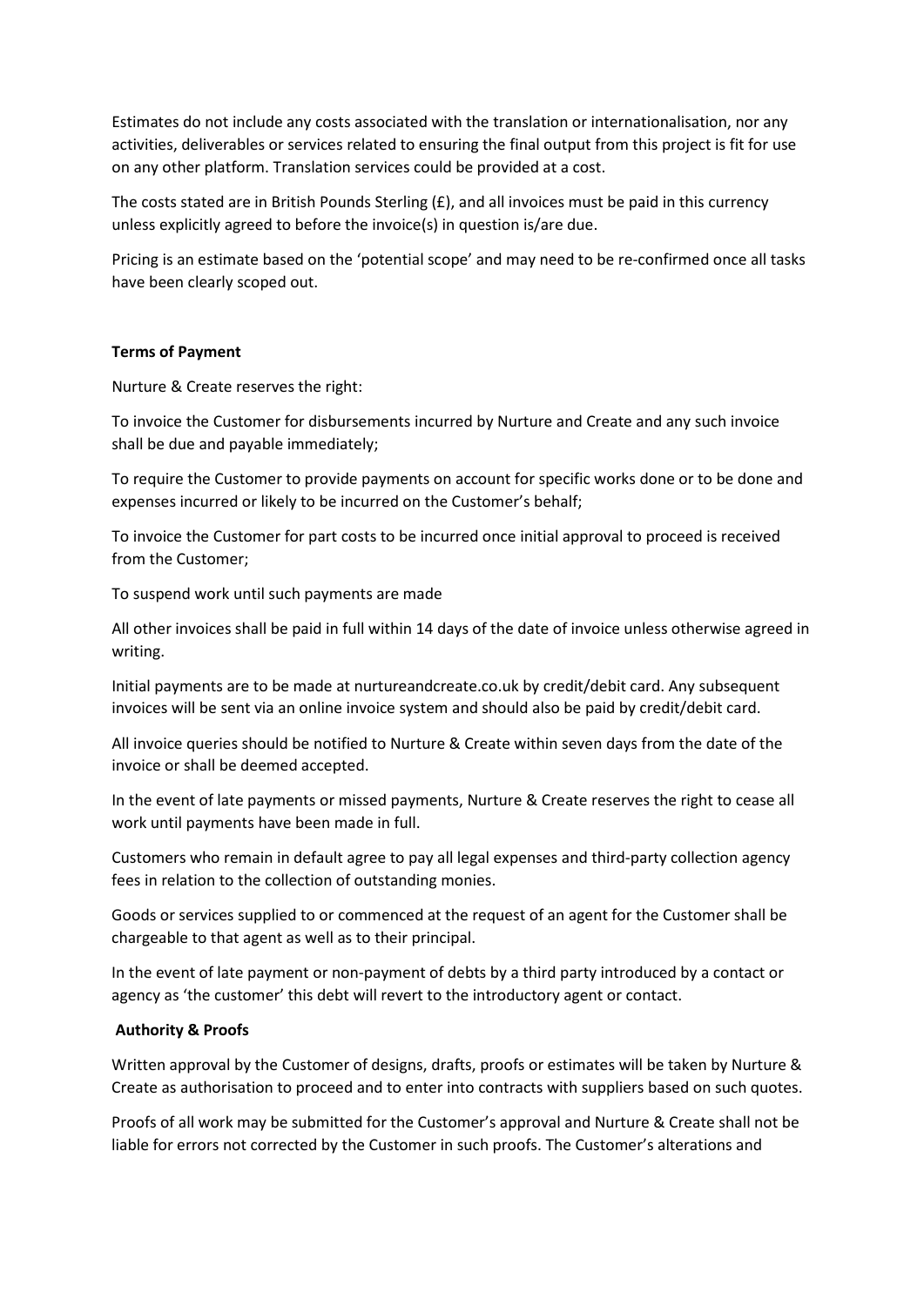Estimates do not include any costs associated with the translation or internationalisation, nor any activities, deliverables or services related to ensuring the final output from this project is fit for use on any other platform. Translation services could be provided at a cost.

The costs stated are in British Pounds Sterling (£), and all invoices must be paid in this currency unless explicitly agreed to before the invoice(s) in question is/are due.

Pricing is an estimate based on the 'potential scope' and may need to be re-confirmed once all tasks have been clearly scoped out.

**Terms of Payment**

Nurture & Create reserves the right:

To invoice the Customer for disbursements incurred by Nurture and Create and any such invoice shall be due and payable immediately;

To require the Customer to provide payments on account for specific works done or to be done and expenses incurred or likely to be incurred on the Customer's behalf;

To invoice the Customer for part costs to be incurred once initial approval to proceed is received from the Customer;

To suspend work until such payments are made

All other invoices shall be paid in full within 14 days of the date of invoice unless otherwise agreed in writing.

Initial payments are to be made at nurtureandcreate.co.uk by credit/debit card. Any subsequent invoices will be sent via an online invoice system and should also be paid by credit/debit card.

All invoice queries should be notified to Nurture & Create within seven days from the date of the invoice or shall be deemed accepted.

In the event of late payments or missed payments, Nurture & Create reserves the right to cease all work until payments have been made in full.

Customers who remain in default agree to pay all legal expenses and third-party collection agency fees in relation to the collection of outstanding monies.

Goods or services supplied to or commenced at the request of an agent for the Customer shall be chargeable to that agent as well as to their principal.

In the event of late payment or non-payment of debts by a third party introduced by a contact or agency as 'the customer' this debt will revert to the introductory agent or contact.

**Authority & Proofs**

Written approval by the Customer of designs, drafts, proofs or estimates will be taken by Nurture & Create as authorisation to proceed and to enter into contracts with suppliers based on such quotes.

Proofs of all work may be submitted for the Customer's approval and Nurture & Create shall not be liable for errors not corrected by the Customer in such proofs. The Customer's alterations and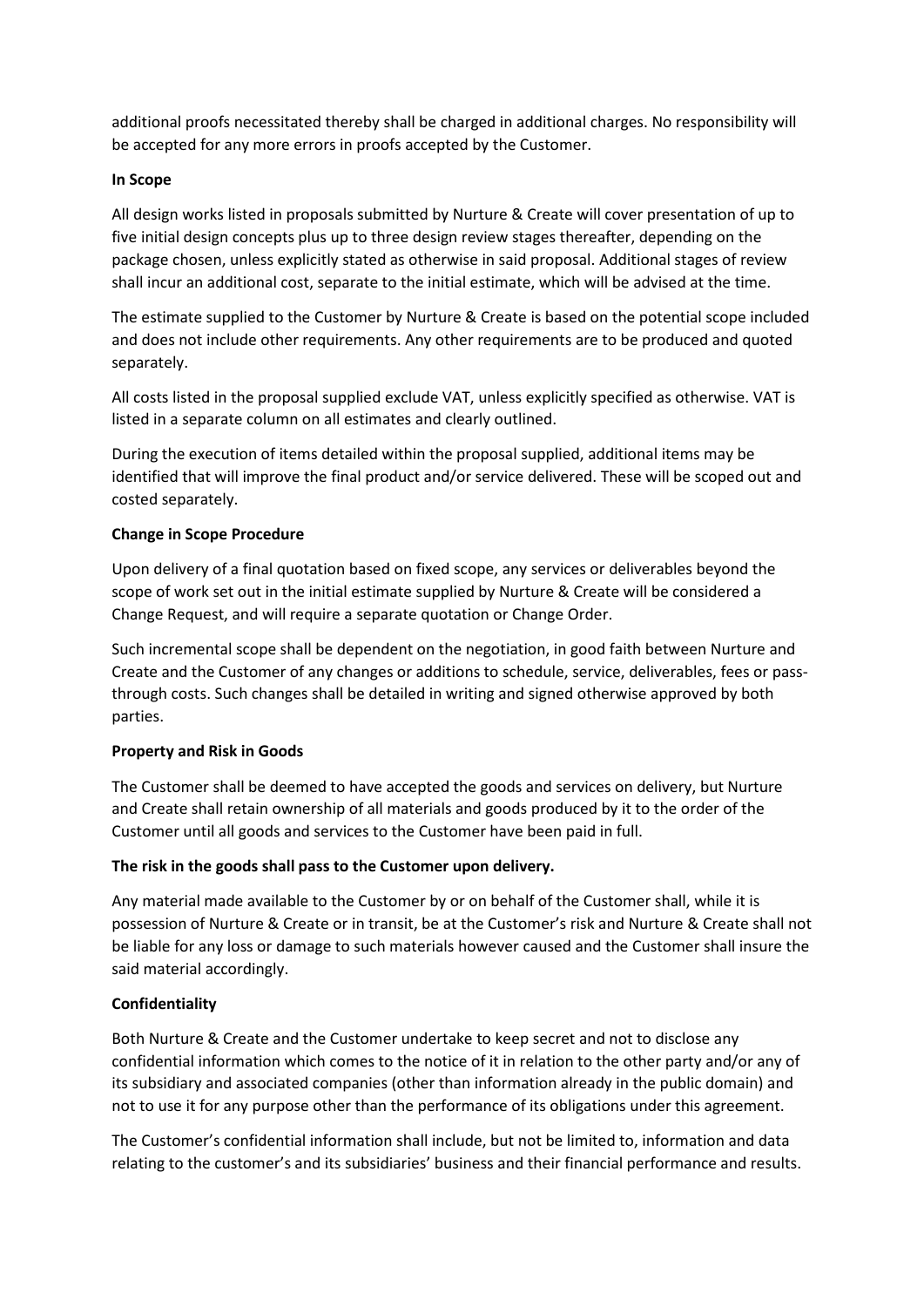additional proofs necessitated thereby shall be charged in additional charges. No responsibility will be accepted for any more errors in proofs accepted by the Customer.

**In Scope**

All design works listed in proposals submitted by Nurture & Create will cover presentation of up to five initial design concepts plus up to three design review stages thereafter, depending on the package chosen, unless explicitly stated as otherwise in said proposal. Additional stages of review shall incur an additional cost, separate to the initial estimate, which will be advised at the time.

The estimate supplied to the Customer by Nurture & Create is based on the potential scope included and does not include other requirements. Any other requirements are to be produced and quoted separately.

All costs listed in the proposal supplied exclude VAT, unless explicitly specified as otherwise. VAT is listed in a separate column on all estimates and clearly outlined.

During the execution of items detailed within the proposal supplied, additional items may be identified that will improve the final product and/or service delivered. These will be scoped out and costed separately.

**Change in Scope Procedure**

Upon delivery of a final quotation based on fixed scope, any services or deliverables beyond the scope of work set out in the initial estimate supplied by Nurture & Create will be considered a Change Request, and will require a separate quotation or Change Order.

Such incremental scope shall be dependent on the negotiation, in good faith between Nurture and Create and the Customer of any changes or additions to schedule, service, deliverables, fees or pass-through costs. Such changes shall be detailed in writing and signed otherwise approved by both parties.

**Property and Risk in Goods**

The Customer shall be deemed to have accepted the goods and services on delivery, but Nurture and Create shall retain ownership of all materials and goods produced by it to the order of the Customer until all goods and services to the Customer have been paid in full.

**The risk in the goods shall pass to the Customer upon delivery.**

Any material made available to the Customer by or on behalf of the Customer shall, while it is possession of Nurture & Create or in transit, be at the Customer's risk and Nurture & Create shall not be liable for any loss or damage to such materials however caused and the Customer shall insure the said material accordingly.

**Confidentiality**

Both Nurture & Create and the Customer undertake to keep secret and not to disclose any confidential information which comes to the notice of it in relation to the other party and/or any of its subsidiary and associated companies (other than information already in the public domain) and not to use it for any purpose other than the performance of its obligations under this agreement.

The Customer's confidential information shall include, but not be limited to, information and data relating to the customer's and its subsidiaries' business and their financial performance and results.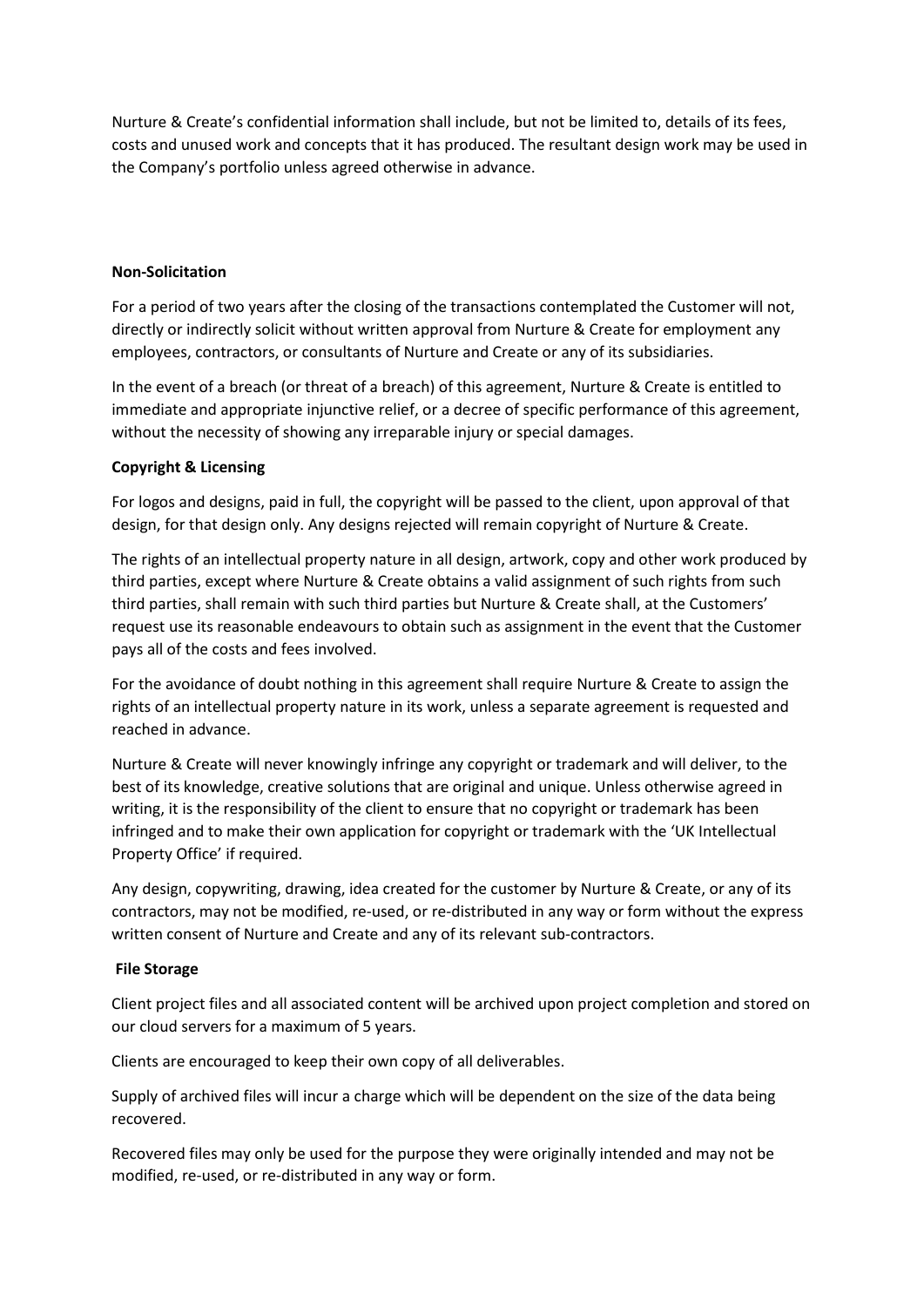Nurture & Create's confidential information shall include, but not be limited to, details of its fees, costs and unused work and concepts that it has produced. The resultant design work may be used in the Company's portfolio unless agreed otherwise in advance.

**Non-Solicitation**

For a period of two years after the closing of the transactions contemplated the Customer will not, directly or indirectly solicit without written approval from Nurture & Create for employment any employees, contractors, or consultants of Nurture and Create or any of its subsidiaries.

In the event of a breach (or threat of a breach) of this agreement, Nurture & Create is entitled to immediate and appropriate injunctive relief, or a decree of specific performance of this agreement, without the necessity of showing any irreparable injury or special damages.

**Copyright & Licensing**

For logos and designs, paid in full, the copyright will be passed to the client, upon approval of that design, for that design only. Any designs rejected will remain copyright of Nurture & Create.

The rights of an intellectual property nature in all design, artwork, copy and other work produced by third parties, except where Nurture & Create obtains a valid assignment of such rights from such third parties, shall remain with such third parties but Nurture & Create shall, at the Customers' request use its reasonable endeavours to obtain such as assignment in the event that the Customer pays all of the costs and fees involved.

For the avoidance of doubt nothing in this agreement shall require Nurture & Create to assign the rights of an intellectual property nature in its work, unless a separate agreement is requested and reached in advance.

Nurture & Create will never knowingly infringe any copyright or trademark and will deliver, to the best of its knowledge, creative solutions that are original and unique. Unless otherwise agreed in writing, it is the responsibility of the client to ensure that no copyright or trademark has been infringed and to make their own application for copyright or trademark with the 'UK Intellectual Property Office' if required.

Any design, copywriting, drawing, idea created for the customer by Nurture & Create, or any of its contractors, may not be modified, re-used, or re-distributed in any way or form without the express written consent of Nurture and Create and any of its relevant sub-contractors.

**File Storage**

Client project files and all associated content will be archived upon project completion and stored on our cloud servers for a maximum of 5 years.

Clients are encouraged to keep their own copy of all deliverables.

Supply of archived files will incur a charge which will be dependent on the size of the data being recovered.

Recovered files may only be used for the purpose they were originally intended and may not be modified, re-used, or re-distributed in any way or form.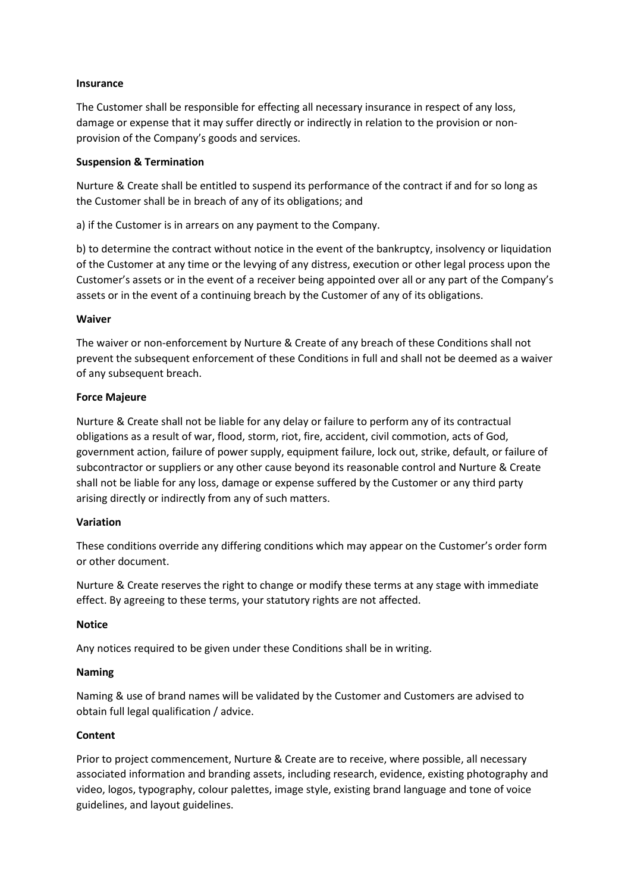**Insurance**

The Customer shall be responsible for effecting all necessary insurance in respect of any loss, damage or expense that it may suffer directly or indirectly in relation to the provision or non-provision of the Company's goods and services.

**Suspension & Termination**

Nurture & Create shall be entitled to suspend its performance of the contract if and for so long as the Customer shall be in breach of any of its obligations; and

a) if the Customer is in arrears on any payment to the Company.

b) to determine the contract without notice in the event of the bankruptcy, insolvency or liquidation of the Customer at any time or the levying of any distress, execution or other legal process upon the Customer's assets or in the event of a receiver being appointed over all or any part of the Company's assets or in the event of a continuing breach by the Customer of any of its obligations.

**Waiver**

The waiver or non-enforcement by Nurture & Create of any breach of these Conditions shall not prevent the subsequent enforcement of these Conditions in full and shall not be deemed as a waiver of any subsequent breach.

**Force Majeure**

Nurture & Create shall not be liable for any delay or failure to perform any of its contractual obligations as a result of war, flood, storm, riot, fire, accident, civil commotion, acts of God, government action, failure of power supply, equipment failure, lock out, strike, default, or failure of subcontractor or suppliers or any other cause beyond its reasonable control and Nurture & Create shall not be liable for any loss, damage or expense suffered by the Customer or any third party arising directly or indirectly from any of such matters.

**Variation**

These conditions override any differing conditions which may appear on the Customer's order form or other document.

Nurture & Create reserves the right to change or modify these terms at any stage with immediate effect. By agreeing to these terms, your statutory rights are not affected.

**Notice**

Any notices required to be given under these Conditions shall be in writing.

**Naming**

Naming & use of brand names will be validated by the Customer and Customers are advised to obtain full legal qualification / advice.

**Content**

Prior to project commencement, Nurture & Create are to receive, where possible, all necessary associated information and branding assets, including research, evidence, existing photography and video, logos, typography, colour palettes, image style, existing brand language and tone of voice guidelines, and layout guidelines.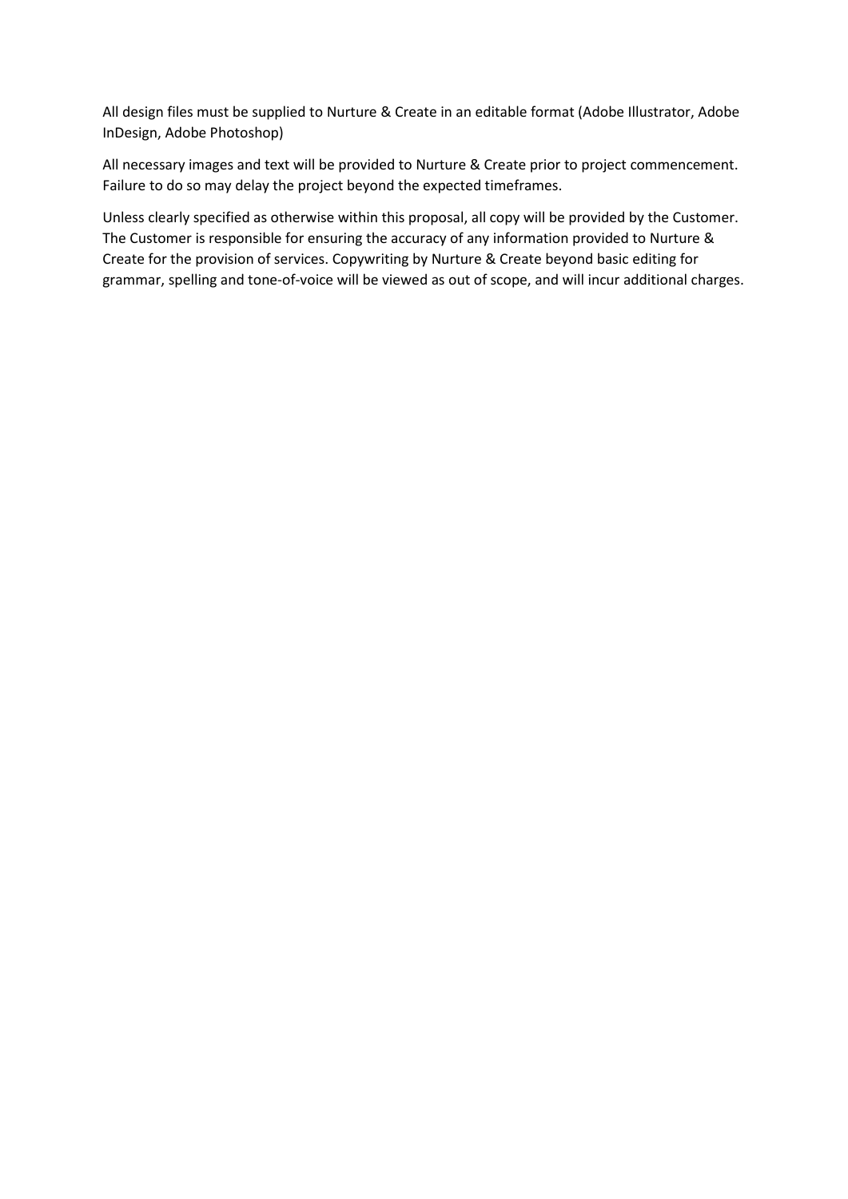All design files must be supplied to Nurture & Create in an editable format (Adobe Illustrator, Adobe InDesign, Adobe Photoshop)

All necessary images and text will be provided to Nurture & Create prior to project commencement. Failure to do so may delay the project beyond the expected timeframes.

Unless clearly specified as otherwise within this proposal, all copy will be provided by the Customer. The Customer is responsible for ensuring the accuracy of any information provided to Nurture & Create for the provision of services. Copywriting by Nurture & Create beyond basic editing for grammar, spelling and tone-of-voice will be viewed as out of scope, and will incur additional charges.